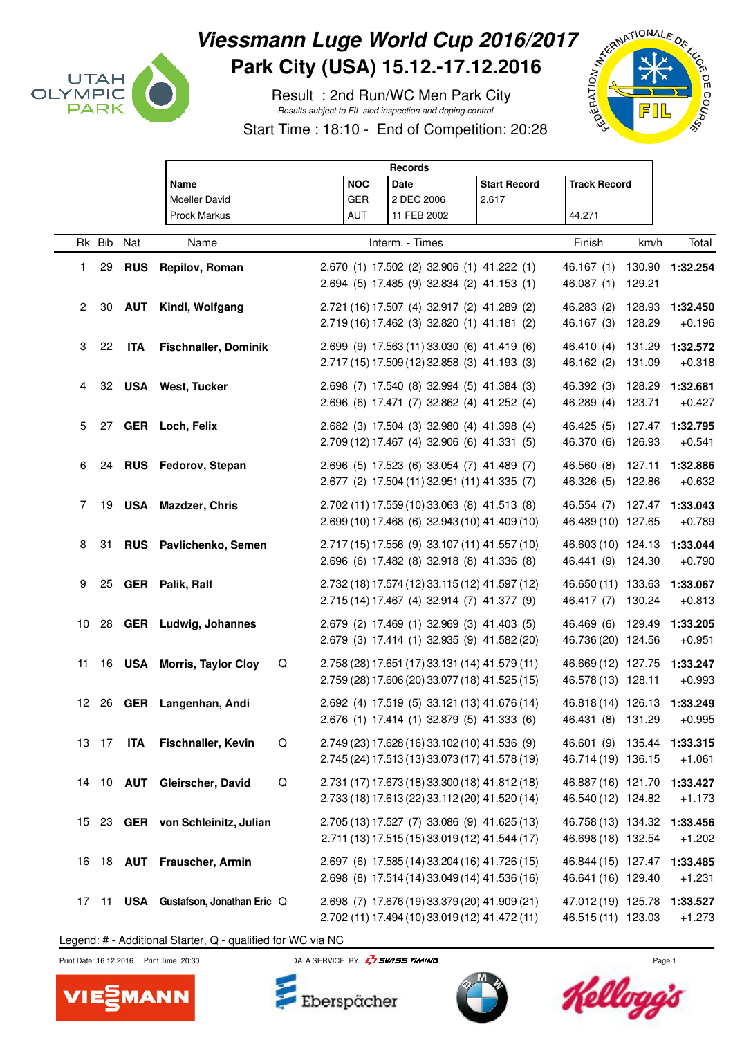# Viessmann Luge World Cup 2016/2017

## Park City (USA) 15.12.-17.12.2016

Result : 2nd Run/WC Men Park City

Results subject to FIL sled inspection and doping control

Start Time : 18:10 - End of Competition: 20:28

| Records | | | | |
|---|---|---|---|---|
| **Name** | **NOC** | **Date** | **Start Record** | **Track Record** |
| Moeller David | GER | 2 DEC 2006 | 2.617 | |
| Prock Markus | AUT | 11 FEB 2002 | | 44.271 |

| Rk | Bib | Nat | Name | | Interm. - Times | Finish | km/h | Total |
|---|---|---|---|---|---|---|---|---|
| 1 | 29 | **RUS** | **Repilov, Roman** | | 2.670 (1) 17.502 (2) 32.906 (1) 41.222 (1)<br>2.694 (5) 17.485 (9) 32.834 (2) 41.153 (1) | 46.167 (1)<br>46.087 (1) | 130.90<br>129.21 | **1:32.254** |
| 2 | 30 | **AUT** | **Kindl, Wolfgang** | | 2.721 (16) 17.507 (4) 32.917 (2) 41.289 (2)<br>2.719 (16) 17.462 (3) 32.820 (1) 41.181 (2) | 46.283 (2)<br>46.167 (3) | 128.93<br>128.29 | **1:32.450**<br>+0.196 |
| 3 | 22 | **ITA** | **Fischnaller, Dominik** | | 2.699 (9) 17.563 (11) 33.030 (6) 41.419 (6)<br>2.717 (15) 17.509 (12) 32.858 (3) 41.193 (3) | 46.410 (4)<br>46.162 (2) | 131.29<br>131.09 | **1:32.572**<br>+0.318 |
| 4 | 32 | **USA** | **West, Tucker** | | 2.698 (7) 17.540 (8) 32.994 (5) 41.384 (3)<br>2.696 (6) 17.471 (7) 32.862 (4) 41.252 (4) | 46.392 (3)<br>46.289 (4) | 128.29<br>123.71 | **1:32.681**<br>+0.427 |
| 5 | 27 | **GER** | **Loch, Felix** | | 2.682 (3) 17.504 (3) 32.980 (4) 41.398 (4)<br>2.709 (12) 17.467 (4) 32.906 (6) 41.331 (5) | 46.425 (5)<br>46.370 (6) | 127.47<br>126.93 | **1:32.795**<br>+0.541 |
| 6 | 24 | **RUS** | **Fedorov, Stepan** | | 2.696 (5) 17.523 (6) 33.054 (7) 41.489 (7)<br>2.677 (2) 17.504 (11) 32.951 (11) 41.335 (7) | 46.560 (8)<br>46.326 (5) | 127.11<br>122.86 | **1:32.886**<br>+0.632 |
| 7 | 19 | **USA** | **Mazdzer, Chris** | | 2.702 (11) 17.559 (10) 33.063 (8) 41.513 (8)<br>2.699 (10) 17.468 (6) 32.943 (10) 41.409 (10) | 46.554 (7)<br>46.489 (10) | 127.47<br>127.65 | **1:33.043**<br>+0.789 |
| 8 | 31 | **RUS** | **Pavlichenko, Semen** | | 2.717 (15) 17.556 (9) 33.107 (11) 41.557 (10)<br>2.696 (6) 17.482 (8) 32.918 (8) 41.336 (8) | 46.603 (10)<br>46.441 (9) | 124.13<br>124.30 | **1:33.044**<br>+0.790 |
| 9 | 25 | **GER** | **Palik, Ralf** | | 2.732 (18) 17.574 (12) 33.115 (12) 41.597 (12)<br>2.715 (14) 17.467 (4) 32.914 (7) 41.377 (9) | 46.650 (11)<br>46.417 (7) | 133.63<br>130.24 | **1:33.067**<br>+0.813 |
| 10 | 28 | **GER** | **Ludwig, Johannes** | | 2.679 (2) 17.469 (1) 32.969 (3) 41.403 (5)<br>2.679 (3) 17.414 (1) 32.935 (9) 41.582 (20) | 46.469 (6)<br>46.736 (20) | 129.49<br>124.56 | **1:33.205**<br>+0.951 |
| 11 | 16 | **USA** | **Morris, Taylor Cloy** | Q | 2.758 (28) 17.651 (17) 33.131 (14) 41.579 (11)<br>2.759 (28) 17.606 (20) 33.077 (18) 41.525 (15) | 46.669 (12)<br>46.578 (13) | 127.75<br>128.11 | **1:33.247**<br>+0.993 |
| 12 | 26 | **GER** | **Langenhan, Andi** | | 2.692 (4) 17.519 (5) 33.121 (13) 41.676 (14)<br>2.676 (1) 17.414 (1) 32.879 (5) 41.333 (6) | 46.818 (14)<br>46.431 (8) | 126.13<br>131.29 | **1:33.249**<br>+0.995 |
| 13 | 17 | **ITA** | **Fischnaller, Kevin** | Q | 2.749 (23) 17.628 (16) 33.102 (10) 41.536 (9)<br>2.745 (24) 17.513 (13) 33.073 (17) 41.578 (19) | 46.601 (9)<br>46.714 (19) | 135.44<br>136.15 | **1:33.315**<br>+1.061 |
| 14 | 10 | **AUT** | **Gleirscher, David** | Q | 2.731 (17) 17.673 (18) 33.300 (18) 41.812 (18)<br>2.733 (18) 17.613 (22) 33.112 (20) 41.520 (14) | 46.887 (16)<br>46.540 (12) | 121.70<br>124.82 | **1:33.427**<br>+1.173 |
| 15 | 23 | **GER** | **von Schleinitz, Julian** | | 2.705 (13) 17.527 (7) 33.086 (9) 41.625 (13)<br>2.711 (13) 17.515 (15) 33.019 (12) 41.544 (17) | 46.758 (13)<br>46.698 (18) | 134.32<br>132.54 | **1:33.456**<br>+1.202 |
| 16 | 18 | **AUT** | **Frauscher, Armin** | | 2.697 (6) 17.585 (14) 33.204 (16) 41.726 (15)<br>2.698 (8) 17.514 (14) 33.049 (14) 41.536 (16) | 46.844 (15)<br>46.641 (16) | 127.47<br>129.40 | **1:33.485**<br>+1.231 |
| 17 | 11 | **USA** | **Gustafson, Jonathan Eric** | Q | 2.698 (7) 17.676 (19) 33.379 (20) 41.909 (21)<br>2.702 (11) 17.494 (10) 33.019 (12) 41.472 (11) | 47.012 (19)<br>46.515 (11) | 125.78<br>123.03 | **1:33.527**<br>+1.273 |

Legend: # - Additional Starter, Q - qualified for WC via NC

Print Date: 16.12.2016 Print Time: 20:30 DATA SERVICE BY SWISS TIMING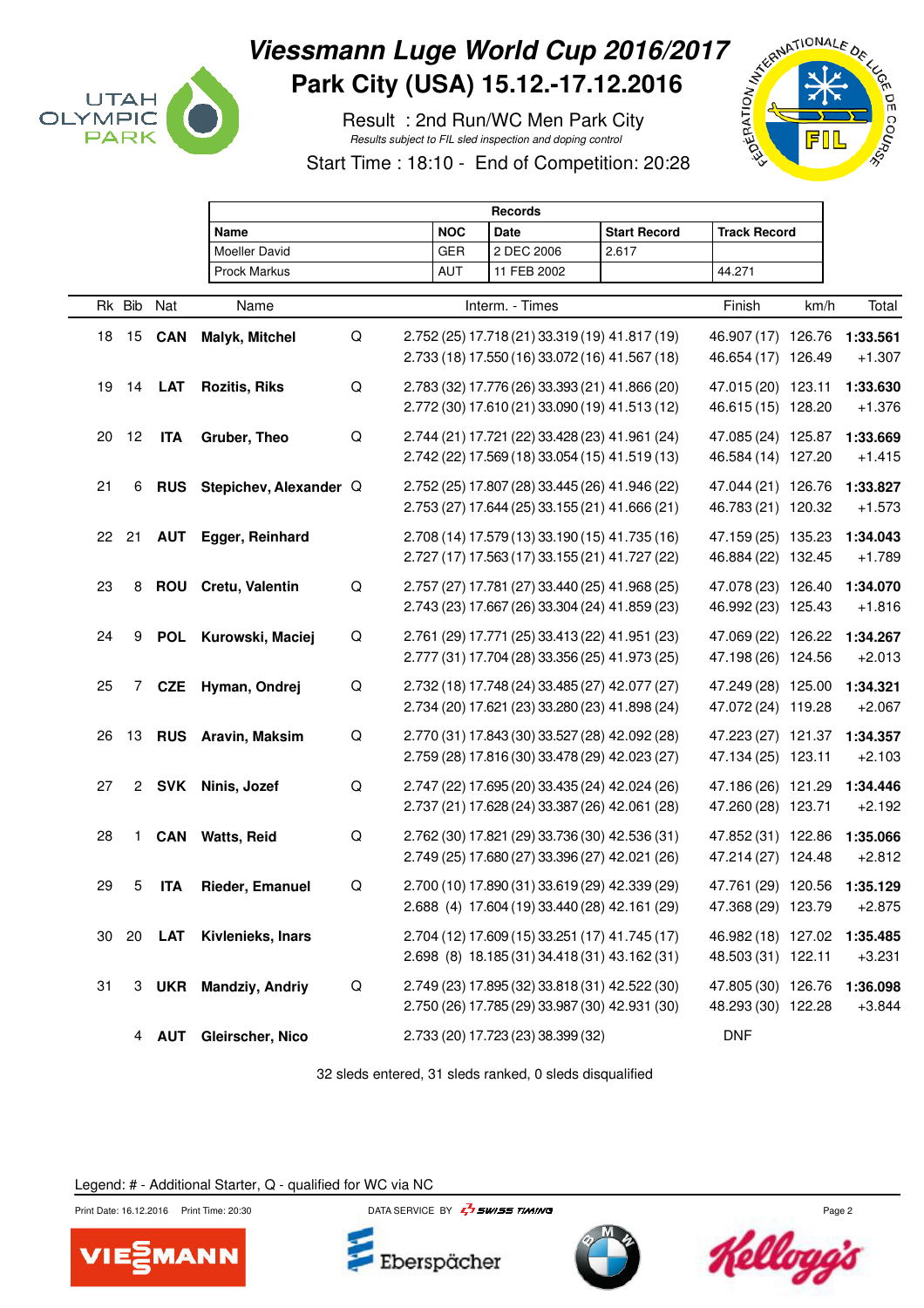# Viessmann Luge World Cup 2016/2017

## Park City (USA) 15.12.-17.12.2016

Result : 2nd Run/WC Men Park City

*Results subject to FIL sled inspection and doping control*

Start Time : 18:10 - End of Competition: 20:28

| Records | | | | |
|---|---|---|---|---|
| **Name** | **NOC** | **Date** | **Start Record** | **Track Record** |
| Moeller David | GER | 2 DEC 2006 | 2.617 | |
| Prock Markus | AUT | 11 FEB 2002 | | 44.271 |

| Rk | Bib | Nat | Name | | Interm. - Times | Finish | km/h | Total |
|---|---|---|---|---|---|---|---|---|
| 18 | 15 | **CAN** | **Malyk, Mitchel** | Q | 2.752 (25) 17.718 (21) 33.319 (19) 41.817 (19)<br>2.733 (18) 17.550 (16) 33.072 (16) 41.567 (18) | 46.907 (17)<br>46.654 (17) | 126.76<br>126.49 | **1:33.561**<br>+1.307 |
| 19 | 14 | **LAT** | **Rozitis, Riks** | Q | 2.783 (32) 17.776 (26) 33.393 (21) 41.866 (20)<br>2.772 (30) 17.610 (21) 33.090 (19) 41.513 (12) | 47.015 (20)<br>46.615 (15) | 123.11<br>128.20 | **1:33.630**<br>+1.376 |
| 20 | 12 | **ITA** | **Gruber, Theo** | Q | 2.744 (21) 17.721 (22) 33.428 (23) 41.961 (24)<br>2.742 (22) 17.569 (18) 33.054 (15) 41.519 (13) | 47.085 (24)<br>46.584 (14) | 125.87<br>127.20 | **1:33.669**<br>+1.415 |
| 21 | 6 | **RUS** | **Stepichev, Alexander** | Q | 2.752 (25) 17.807 (28) 33.445 (26) 41.946 (22)<br>2.753 (27) 17.644 (25) 33.155 (21) 41.666 (21) | 47.044 (21)<br>46.783 (21) | 126.76<br>120.32 | **1:33.827**<br>+1.573 |
| 22 | 21 | **AUT** | **Egger, Reinhard** | | 2.708 (14) 17.579 (13) 33.190 (15) 41.735 (16)<br>2.727 (17) 17.563 (17) 33.155 (21) 41.727 (22) | 47.159 (25)<br>46.884 (22) | 135.23<br>132.45 | **1:34.043**<br>+1.789 |
| 23 | 8 | **ROU** | **Cretu, Valentin** | Q | 2.757 (27) 17.781 (27) 33.440 (25) 41.968 (25)<br>2.743 (23) 17.667 (26) 33.304 (24) 41.859 (23) | 47.078 (23)<br>46.992 (23) | 126.40<br>125.43 | **1:34.070**<br>+1.816 |
| 24 | 9 | **POL** | **Kurowski, Maciej** | Q | 2.761 (29) 17.771 (25) 33.413 (22) 41.951 (23)<br>2.777 (31) 17.704 (28) 33.356 (25) 41.973 (25) | 47.069 (22)<br>47.198 (26) | 126.22<br>124.56 | **1:34.267**<br>+2.013 |
| 25 | 7 | **CZE** | **Hyman, Ondrej** | Q | 2.732 (18) 17.748 (24) 33.485 (27) 42.077 (27)<br>2.734 (20) 17.621 (23) 33.280 (23) 41.898 (24) | 47.249 (28)<br>47.072 (24) | 125.00<br>119.28 | **1:34.321**<br>+2.067 |
| 26 | 13 | **RUS** | **Aravin, Maksim** | Q | 2.770 (31) 17.843 (30) 33.527 (28) 42.092 (28)<br>2.759 (28) 17.816 (30) 33.478 (29) 42.023 (27) | 47.223 (27)<br>47.134 (25) | 121.37<br>123.11 | **1:34.357**<br>+2.103 |
| 27 | 2 | **SVK** | **Ninis, Jozef** | Q | 2.747 (22) 17.695 (20) 33.435 (24) 42.024 (26)<br>2.737 (21) 17.628 (24) 33.387 (26) 42.061 (28) | 47.186 (26)<br>47.260 (28) | 121.29<br>123.71 | **1:34.446**<br>+2.192 |
| 28 | 1 | **CAN** | **Watts, Reid** | Q | 2.762 (30) 17.821 (29) 33.736 (30) 42.536 (31)<br>2.749 (25) 17.680 (27) 33.396 (27) 42.021 (26) | 47.852 (31)<br>47.214 (27) | 122.86<br>124.48 | **1:35.066**<br>+2.812 |
| 29 | 5 | **ITA** | **Rieder, Emanuel** | Q | 2.700 (10) 17.890 (31) 33.619 (29) 42.339 (29)<br>2.688 (4) 17.604 (19) 33.440 (28) 42.161 (29) | 47.761 (29)<br>47.368 (29) | 120.56<br>123.79 | **1:35.129**<br>+2.875 |
| 30 | 20 | **LAT** | **Kivlenieks, Inars** | | 2.704 (12) 17.609 (15) 33.251 (17) 41.745 (17)<br>2.698 (8) 18.185 (31) 34.418 (31) 43.162 (31) | 46.982 (18)<br>48.503 (31) | 127.02<br>122.11 | **1:35.485**<br>+3.231 |
| 31 | 3 | **UKR** | **Mandziy, Andriy** | Q | 2.749 (23) 17.895 (32) 33.818 (31) 42.522 (30)<br>2.750 (26) 17.785 (29) 33.987 (30) 42.931 (30) | 47.805 (30)<br>48.293 (30) | 126.76<br>122.28 | **1:36.098**<br>+3.844 |
| | 4 | **AUT** | **Gleirscher, Nico** | | 2.733 (20) 17.723 (23) 38.399 (32) | DNF | | |

32 sleds entered, 31 sleds ranked, 0 sleds disqualified

Legend: # - Additional Starter, Q - qualified for WC via NC

Print Date: 16.12.2016 Print Time: 20:30 DATA SERVICE BY SWISS TIMING